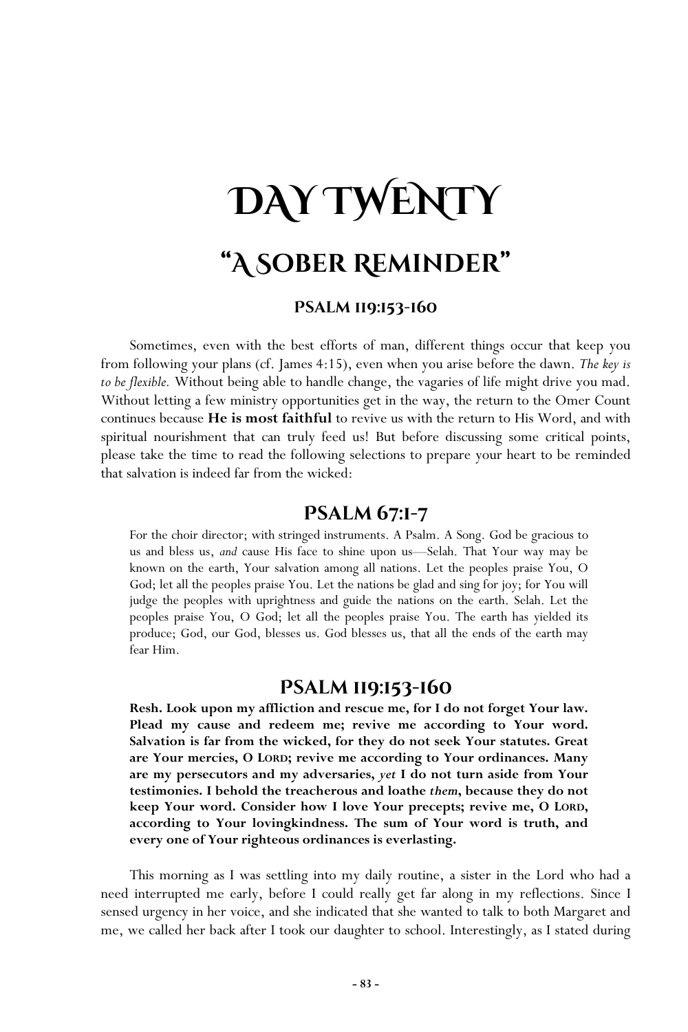# Day Twenty

## "A Sober Reminder"

### Psalm 119:153-160

Sometimes, even with the best efforts of man, different things occur that keep you from following your plans (cf. James 4:15), even when you arise before the dawn. *The key is to be flexible.* Without being able to handle change, the vagaries of life might drive you mad. Without letting a few ministry opportunities get in the way, the return to the Omer Count continues because **He is most faithful** to revive us with the return to His Word, and with spiritual nourishment that can truly feed us! But before discussing some critical points, please take the time to read the following selections to prepare your heart to be reminded that salvation is indeed far from the wicked:

## Psalm 67:1-7

For the choir director; with stringed instruments. A Psalm. A Song. God be gracious to us and bless us, *and* cause His face to shine upon us—Selah. That Your way may be known on the earth, Your salvation among all nations. Let the peoples praise You, O God; let all the peoples praise You. Let the nations be glad and sing for joy; for You will judge the peoples with uprightness and guide the nations on the earth. Selah. Let the peoples praise You, O God; let all the peoples praise You. The earth has yielded its produce; God, our God, blesses us. God blesses us, that all the ends of the earth may fear Him.

## Psalm 119:153-160

**Resh. Look upon my affliction and rescue me, for I do not forget Your law. Plead my cause and redeem me; revive me according to Your word. Salvation is far from the wicked, for they do not seek Your statutes. Great are Your mercies, O LORD; revive me according to Your ordinances. Many are my persecutors and my adversaries, *yet* I do not turn aside from Your testimonies. I behold the treacherous and loathe *them*, because they do not keep Your word. Consider how I love Your precepts; revive me, O LORD, according to Your lovingkindness. The sum of Your word is truth, and every one of Your righteous ordinances is everlasting.**

This morning as I was settling into my daily routine, a sister in the Lord who had a need interrupted me early, before I could really get far along in my reflections. Since I sensed urgency in her voice, and she indicated that she wanted to talk to both Margaret and me, we called her back after I took our daughter to school. Interestingly, as I stated during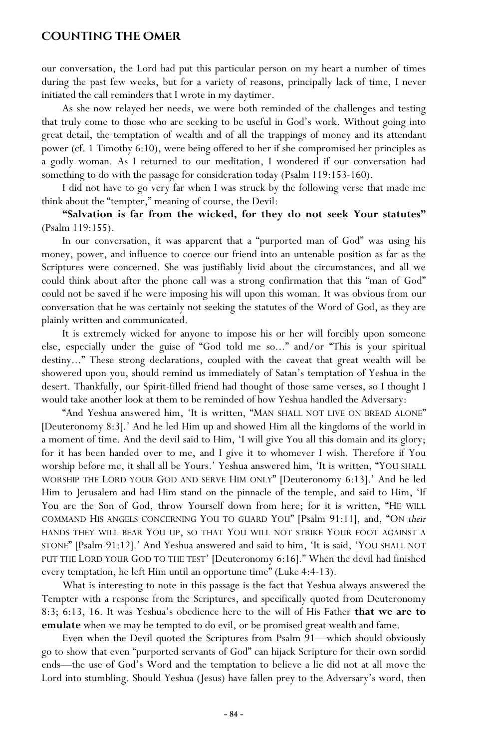our conversation, the Lord had put this particular person on my heart a number of times during the past few weeks, but for a variety of reasons, principally lack of time, I never initiated the call reminders that I wrote in my daytimer.

As she now relayed her needs, we were both reminded of the challenges and testing that truly come to those who are seeking to be useful in God's work. Without going into great detail, the temptation of wealth and of all the trappings of money and its attendant power (cf. 1 Timothy 6:10), were being offered to her if she compromised her principles as a godly woman. As I returned to our meditation, I wondered if our conversation had something to do with the passage for consideration today (Psalm 119:153-160).

I did not have to go very far when I was struck by the following verse that made me think about the "tempter," meaning of course, the Devil:

**"Salvation is far from the wicked, for they do not seek Your statutes"** (Psalm 119:155).

In our conversation, it was apparent that a "purported man of God" was using his money, power, and influence to coerce our friend into an untenable position as far as the Scriptures were concerned. She was justifiably livid about the circumstances, and all we could think about after the phone call was a strong confirmation that this "man of God" could not be saved if he were imposing his will upon this woman. It was obvious from our conversation that he was certainly not seeking the statutes of the Word of God, as they are plainly written and communicated.

It is extremely wicked for anyone to impose his or her will forcibly upon someone else, especially under the guise of "God told me so..." and/or "This is your spiritual destiny..." These strong declarations, coupled with the caveat that great wealth will be showered upon you, should remind us immediately of Satan's temptation of Yeshua in the desert. Thankfully, our Spirit-filled friend had thought of those same verses, so I thought I would take another look at them to be reminded of how Yeshua handled the Adversary:

"And Yeshua answered him, 'It is written, "MAN SHALL NOT LIVE ON BREAD ALONE" [Deuteronomy 8:3].' And he led Him up and showed Him all the kingdoms of the world in a moment of time. And the devil said to Him, 'I will give You all this domain and its glory; for it has been handed over to me, and I give it to whomever I wish. Therefore if You worship before me, it shall all be Yours.' Yeshua answered him, 'It is written, "YOU SHALL WORSHIP THE LORD YOUR GOD AND SERVE HIM ONLY" [Deuteronomy 6:13].' And he led Him to Jerusalem and had Him stand on the pinnacle of the temple, and said to Him, 'If You are the Son of God, throw Yourself down from here; for it is written, "HE WILL COMMAND HIS ANGELS CONCERNING YOU TO GUARD YOU" [Psalm 91:11], and, "ON *their* HANDS THEY WILL BEAR YOU UP, SO THAT YOU WILL NOT STRIKE YOUR FOOT AGAINST A STONE" [Psalm 91:12].' And Yeshua answered and said to him, 'It is said, 'YOU SHALL NOT PUT THE LORD YOUR GOD TO THE TEST' [Deuteronomy 6:16]." When the devil had finished every temptation, he left Him until an opportune time" (Luke 4:4-13).

What is interesting to note in this passage is the fact that Yeshua always answered the Tempter with a response from the Scriptures, and specifically quoted from Deuteronomy 8:3; 6:13, 16. It was Yeshua's obedience here to the will of His Father **that we are to emulate** when we may be tempted to do evil, or be promised great wealth and fame.

Even when the Devil quoted the Scriptures from Psalm 91—which should obviously go to show that even "purported servants of God" can hijack Scripture for their own sordid ends—the use of God's Word and the temptation to believe a lie did not at all move the Lord into stumbling. Should Yeshua (Jesus) have fallen prey to the Adversary's word, then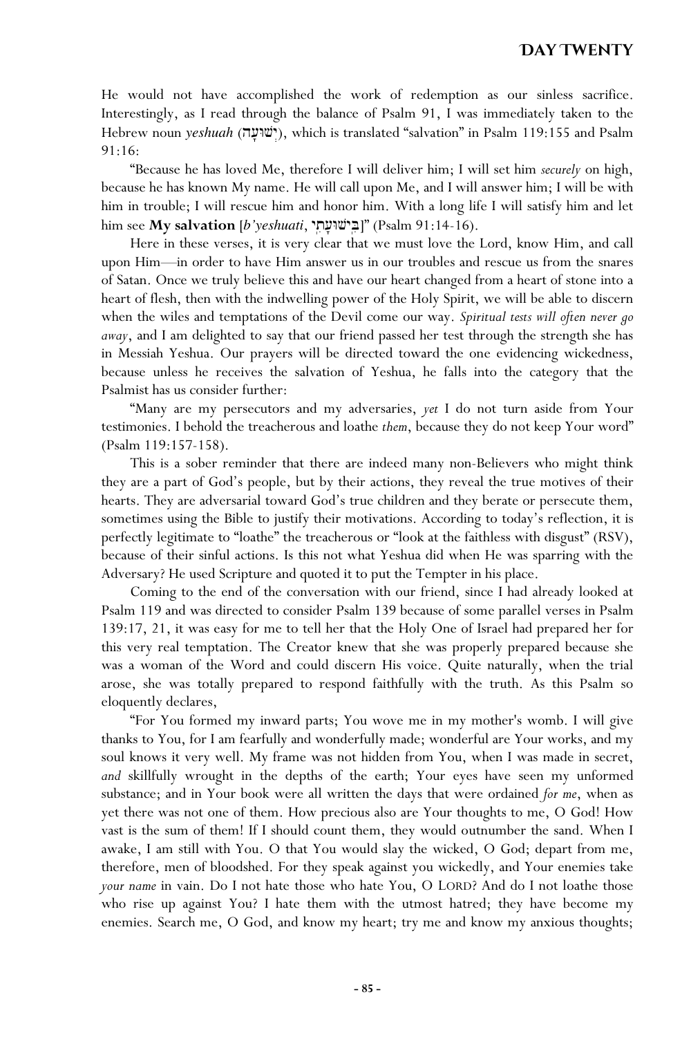He would not have accomplished the work of redemption as our sinless sacrifice. Interestingly, as I read through the balance of Psalm 91, I was immediately taken to the Hebrew noun *yeshuah* (יְשׁוּעָה), which is translated "salvation" in Psalm 119:155 and Psalm 91:16:

"Because he has loved Me, therefore I will deliver him; I will set him *securely* on high, because he has known My name. He will call upon Me, and I will answer him; I will be with him in trouble; I will rescue him and honor him. With a long life I will satisfy him and let him see **My salvation** [*b'yeshuati*, בִּישׁוּעָתִי]" (Psalm 91:14-16).

Here in these verses, it is very clear that we must love the Lord, know Him, and call upon Him—in order to have Him answer us in our troubles and rescue us from the snares of Satan. Once we truly believe this and have our heart changed from a heart of stone into a heart of flesh, then with the indwelling power of the Holy Spirit, we will be able to discern when the wiles and temptations of the Devil come our way. *Spiritual tests will often never go away*, and I am delighted to say that our friend passed her test through the strength she has in Messiah Yeshua. Our prayers will be directed toward the one evidencing wickedness, because unless he receives the salvation of Yeshua, he falls into the category that the Psalmist has us consider further:

"Many are my persecutors and my adversaries, *yet* I do not turn aside from Your testimonies. I behold the treacherous and loathe *them*, because they do not keep Your word" (Psalm 119:157-158).

This is a sober reminder that there are indeed many non-Believers who might think they are a part of God's people, but by their actions, they reveal the true motives of their hearts. They are adversarial toward God's true children and they berate or persecute them, sometimes using the Bible to justify their motivations. According to today's reflection, it is perfectly legitimate to "loathe" the treacherous or "look at the faithless with disgust" (RSV), because of their sinful actions. Is this not what Yeshua did when He was sparring with the Adversary? He used Scripture and quoted it to put the Tempter in his place.

Coming to the end of the conversation with our friend, since I had already looked at Psalm 119 and was directed to consider Psalm 139 because of some parallel verses in Psalm 139:17, 21, it was easy for me to tell her that the Holy One of Israel had prepared her for this very real temptation. The Creator knew that she was properly prepared because she was a woman of the Word and could discern His voice. Quite naturally, when the trial arose, she was totally prepared to respond faithfully with the truth. As this Psalm so eloquently declares,

"For You formed my inward parts; You wove me in my mother's womb. I will give thanks to You, for I am fearfully and wonderfully made; wonderful are Your works, and my soul knows it very well. My frame was not hidden from You, when I was made in secret, *and* skillfully wrought in the depths of the earth; Your eyes have seen my unformed substance; and in Your book were all written the days that were ordained *for me*, when as yet there was not one of them. How precious also are Your thoughts to me, O God! How vast is the sum of them! If I should count them, they would outnumber the sand. When I awake, I am still with You. O that You would slay the wicked, O God; depart from me, therefore, men of bloodshed. For they speak against you wickedly, and Your enemies take *your name* in vain. Do I not hate those who hate You, O LORD? And do I not loathe those who rise up against You? I hate them with the utmost hatred; they have become my enemies. Search me, O God, and know my heart; try me and know my anxious thoughts;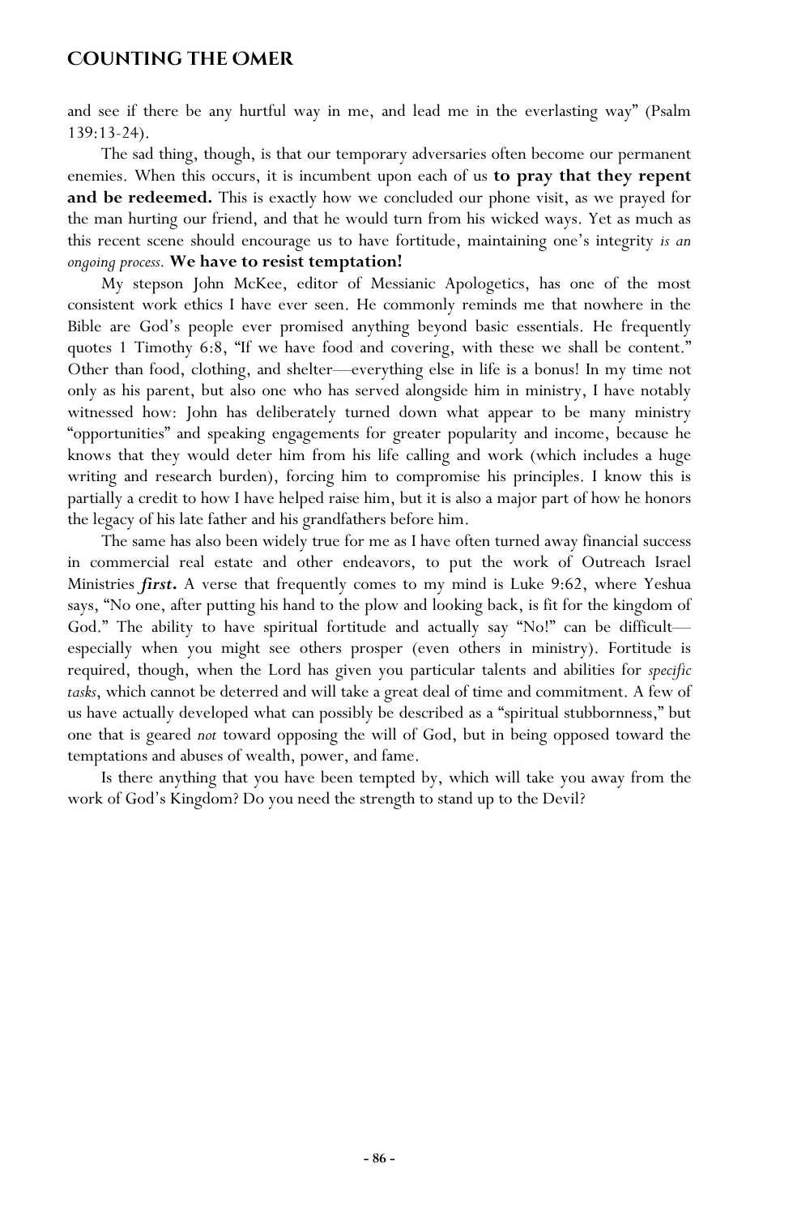and see if there be any hurtful way in me, and lead me in the everlasting way" (Psalm 139:13-24).

The sad thing, though, is that our temporary adversaries often become our permanent enemies. When this occurs, it is incumbent upon each of us **to pray that they repent and be redeemed.** This is exactly how we concluded our phone visit, as we prayed for the man hurting our friend, and that he would turn from his wicked ways. Yet as much as this recent scene should encourage us to have fortitude, maintaining one's integrity *is an ongoing process.* **We have to resist temptation!**

My stepson John McKee, editor of Messianic Apologetics, has one of the most consistent work ethics I have ever seen. He commonly reminds me that nowhere in the Bible are God's people ever promised anything beyond basic essentials. He frequently quotes 1 Timothy 6:8, "If we have food and covering, with these we shall be content." Other than food, clothing, and shelter—everything else in life is a bonus! In my time not only as his parent, but also one who has served alongside him in ministry, I have notably witnessed how: John has deliberately turned down what appear to be many ministry "opportunities" and speaking engagements for greater popularity and income, because he knows that they would deter him from his life calling and work (which includes a huge writing and research burden), forcing him to compromise his principles. I know this is partially a credit to how I have helped raise him, but it is also a major part of how he honors the legacy of his late father and his grandfathers before him.

The same has also been widely true for me as I have often turned away financial success in commercial real estate and other endeavors, to put the work of Outreach Israel Ministries ***first*.** A verse that frequently comes to my mind is Luke 9:62, where Yeshua says, "No one, after putting his hand to the plow and looking back, is fit for the kingdom of God." The ability to have spiritual fortitude and actually say "No!" can be difficult—especially when you might see others prosper (even others in ministry). Fortitude is required, though, when the Lord has given you particular talents and abilities for *specific tasks*, which cannot be deterred and will take a great deal of time and commitment. A few of us have actually developed what can possibly be described as a "spiritual stubbornness," but one that is geared *not* toward opposing the will of God, but in being opposed toward the temptations and abuses of wealth, power, and fame.

Is there anything that you have been tempted by, which will take you away from the work of God's Kingdom? Do you need the strength to stand up to the Devil?